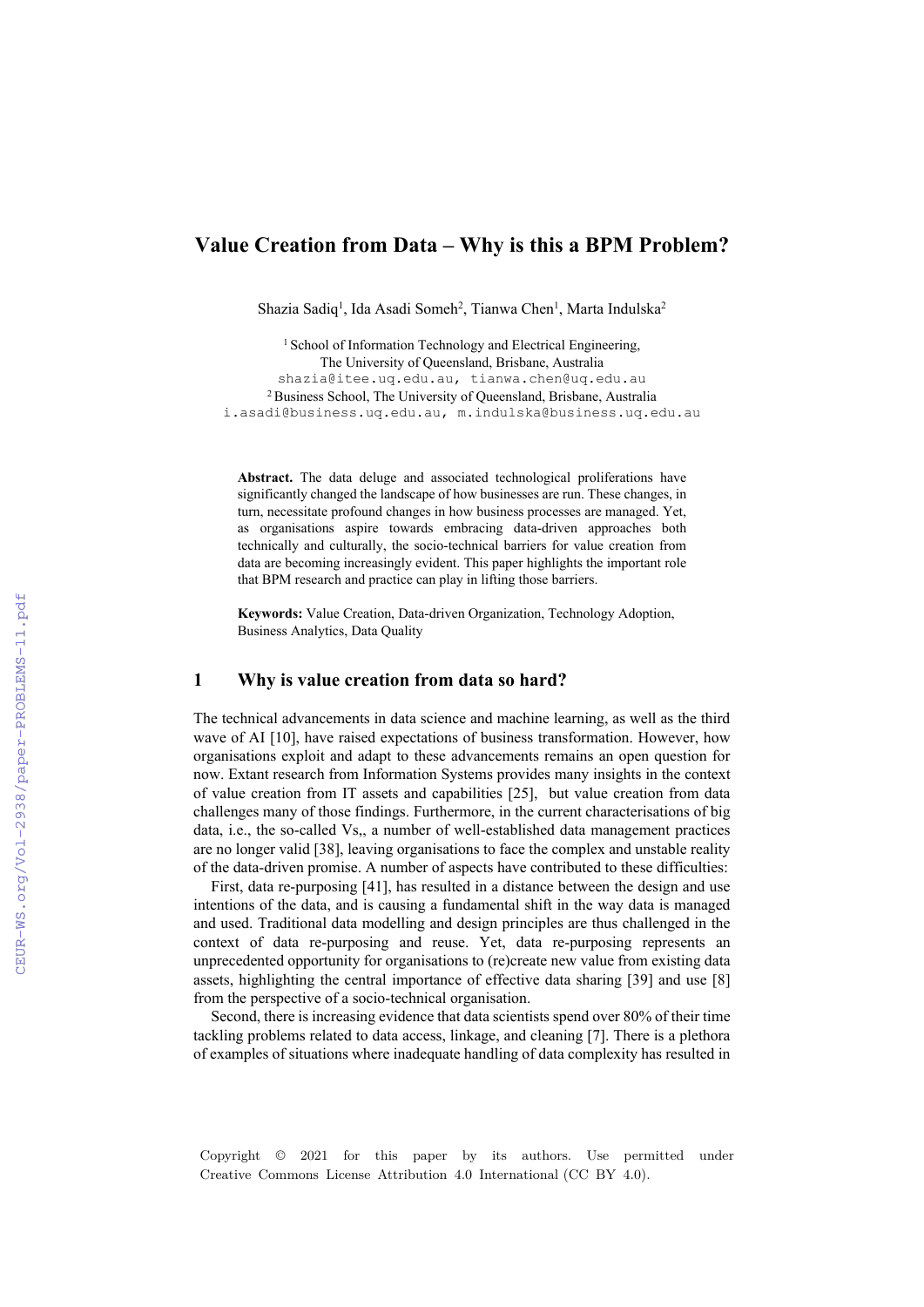# Value Creation from Data – Why is this a BPM Problem?

Shazia Sadiq[1], Ida Asadi Someh[2], Tianwa Chen[1], Marta Indulska[2]

[1] School of Information Technology and Electrical Engineering,
The University of Queensland, Brisbane, Australia
shazia@itee.uq.edu.au, tianwa.chen@uq.edu.au
[2] Business School, The University of Queensland, Brisbane, Australia
i.asadi@business.uq.edu.au, m.indulska@business.uq.edu.au

**Abstract.** The data deluge and associated technological proliferations have significantly changed the landscape of how businesses are run. These changes, in turn, necessitate profound changes in how business processes are managed. Yet, as organisations aspire towards embracing data-driven approaches both technically and culturally, the socio-technical barriers for value creation from data are becoming increasingly evident. This paper highlights the important role that BPM research and practice can play in lifting those barriers.

**Keywords:** Value Creation, Data-driven Organization, Technology Adoption, Business Analytics, Data Quality

## 1 Why is value creation from data so hard?

The technical advancements in data science and machine learning, as well as the third wave of AI [10], have raised expectations of business transformation. However, how organisations exploit and adapt to these advancements remains an open question for now. Extant research from Information Systems provides many insights in the context of value creation from IT assets and capabilities [25], but value creation from data challenges many of those findings. Furthermore, in the current characterisations of big data, i.e., the so-called Vs,, a number of well-established data management practices are no longer valid [38], leaving organisations to face the complex and unstable reality of the data-driven promise. A number of aspects have contributed to these difficulties:

First, data re-purposing [41], has resulted in a distance between the design and use intentions of the data, and is causing a fundamental shift in the way data is managed and used. Traditional data modelling and design principles are thus challenged in the context of data re-purposing and reuse. Yet, data re-purposing represents an unprecedented opportunity for organisations to (re)create new value from existing data assets, highlighting the central importance of effective data sharing [39] and use [8] from the perspective of a socio-technical organisation.

Second, there is increasing evidence that data scientists spend over 80% of their time tackling problems related to data access, linkage, and cleaning [7]. There is a plethora of examples of situations where inadequate handling of data complexity has resulted in

Copyright © 2021 for this paper by its authors. Use permitted under Creative Commons License Attribution 4.0 International (CC BY 4.0).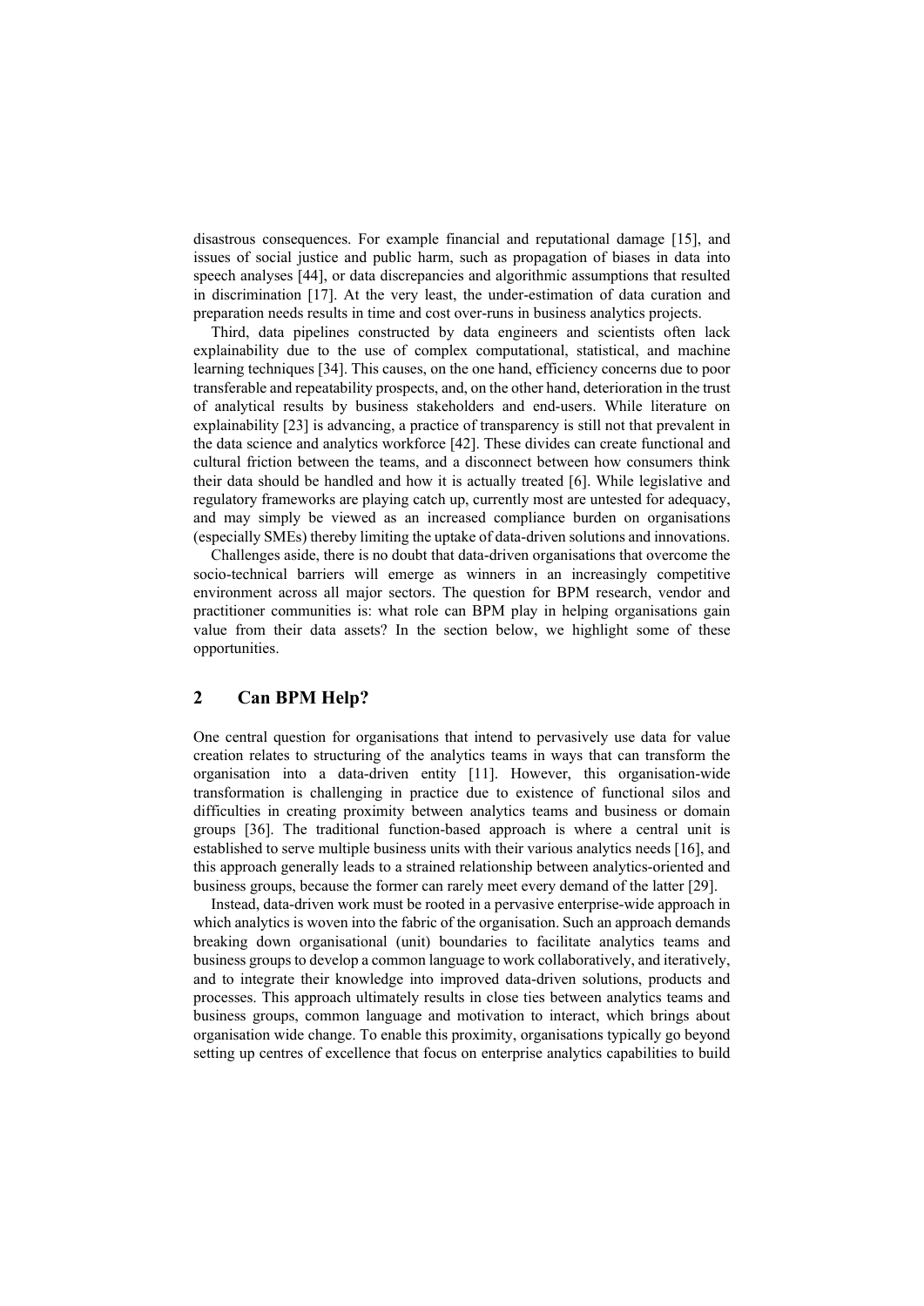disastrous consequences. For example financial and reputational damage [15], and issues of social justice and public harm, such as propagation of biases in data into speech analyses [44], or data discrepancies and algorithmic assumptions that resulted in discrimination [17]. At the very least, the under-estimation of data curation and preparation needs results in time and cost over-runs in business analytics projects.

Third, data pipelines constructed by data engineers and scientists often lack explainability due to the use of complex computational, statistical, and machine learning techniques [34]. This causes, on the one hand, efficiency concerns due to poor transferable and repeatability prospects, and, on the other hand, deterioration in the trust of analytical results by business stakeholders and end-users. While literature on explainability [23] is advancing, a practice of transparency is still not that prevalent in the data science and analytics workforce [42]. These divides can create functional and cultural friction between the teams, and a disconnect between how consumers think their data should be handled and how it is actually treated [6]. While legislative and regulatory frameworks are playing catch up, currently most are untested for adequacy, and may simply be viewed as an increased compliance burden on organisations (especially SMEs) thereby limiting the uptake of data-driven solutions and innovations.

Challenges aside, there is no doubt that data-driven organisations that overcome the socio-technical barriers will emerge as winners in an increasingly competitive environment across all major sectors. The question for BPM research, vendor and practitioner communities is: what role can BPM play in helping organisations gain value from their data assets? In the section below, we highlight some of these opportunities.

## 2 Can BPM Help?

One central question for organisations that intend to pervasively use data for value creation relates to structuring of the analytics teams in ways that can transform the organisation into a data-driven entity [11]. However, this organisation-wide transformation is challenging in practice due to existence of functional silos and difficulties in creating proximity between analytics teams and business or domain groups [36]. The traditional function-based approach is where a central unit is established to serve multiple business units with their various analytics needs [16], and this approach generally leads to a strained relationship between analytics-oriented and business groups, because the former can rarely meet every demand of the latter [29].

Instead, data-driven work must be rooted in a pervasive enterprise-wide approach in which analytics is woven into the fabric of the organisation. Such an approach demands breaking down organisational (unit) boundaries to facilitate analytics teams and business groups to develop a common language to work collaboratively, and iteratively, and to integrate their knowledge into improved data-driven solutions, products and processes. This approach ultimately results in close ties between analytics teams and business groups, common language and motivation to interact, which brings about organisation wide change. To enable this proximity, organisations typically go beyond setting up centres of excellence that focus on enterprise analytics capabilities to build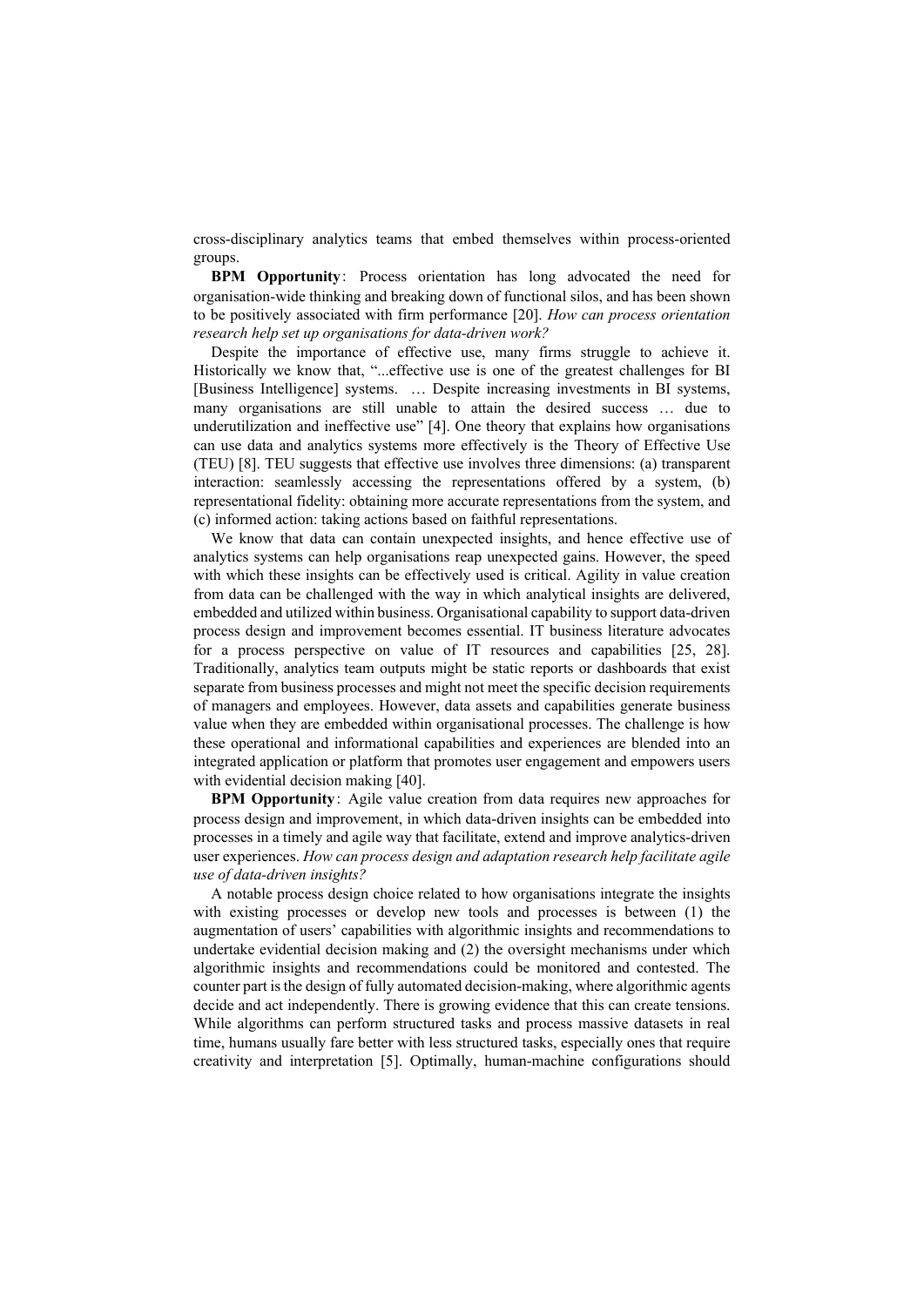cross-disciplinary analytics teams that embed themselves within process-oriented groups.

**BPM Opportunity**: Process orientation has long advocated the need for organisation-wide thinking and breaking down of functional silos, and has been shown to be positively associated with firm performance [20]. *How can process orientation research help set up organisations for data-driven work?*

Despite the importance of effective use, many firms struggle to achieve it. Historically we know that, "...effective use is one of the greatest challenges for BI [Business Intelligence] systems. … Despite increasing investments in BI systems, many organisations are still unable to attain the desired success … due to underutilization and ineffective use" [4]. One theory that explains how organisations can use data and analytics systems more effectively is the Theory of Effective Use (TEU) [8]. TEU suggests that effective use involves three dimensions: (a) transparent interaction: seamlessly accessing the representations offered by a system, (b) representational fidelity: obtaining more accurate representations from the system, and (c) informed action: taking actions based on faithful representations.

We know that data can contain unexpected insights, and hence effective use of analytics systems can help organisations reap unexpected gains. However, the speed with which these insights can be effectively used is critical. Agility in value creation from data can be challenged with the way in which analytical insights are delivered, embedded and utilized within business. Organisational capability to support data-driven process design and improvement becomes essential. IT business literature advocates for a process perspective on value of IT resources and capabilities [25, 28]. Traditionally, analytics team outputs might be static reports or dashboards that exist separate from business processes and might not meet the specific decision requirements of managers and employees. However, data assets and capabilities generate business value when they are embedded within organisational processes. The challenge is how these operational and informational capabilities and experiences are blended into an integrated application or platform that promotes user engagement and empowers users with evidential decision making [40].

**BPM Opportunity**: Agile value creation from data requires new approaches for process design and improvement, in which data-driven insights can be embedded into processes in a timely and agile way that facilitate, extend and improve analytics-driven user experiences. *How can process design and adaptation research help facilitate agile use of data-driven insights?*

A notable process design choice related to how organisations integrate the insights with existing processes or develop new tools and processes is between (1) the augmentation of users' capabilities with algorithmic insights and recommendations to undertake evidential decision making and (2) the oversight mechanisms under which algorithmic insights and recommendations could be monitored and contested. The counter part is the design of fully automated decision-making, where algorithmic agents decide and act independently. There is growing evidence that this can create tensions. While algorithms can perform structured tasks and process massive datasets in real time, humans usually fare better with less structured tasks, especially ones that require creativity and interpretation [5]. Optimally, human-machine configurations should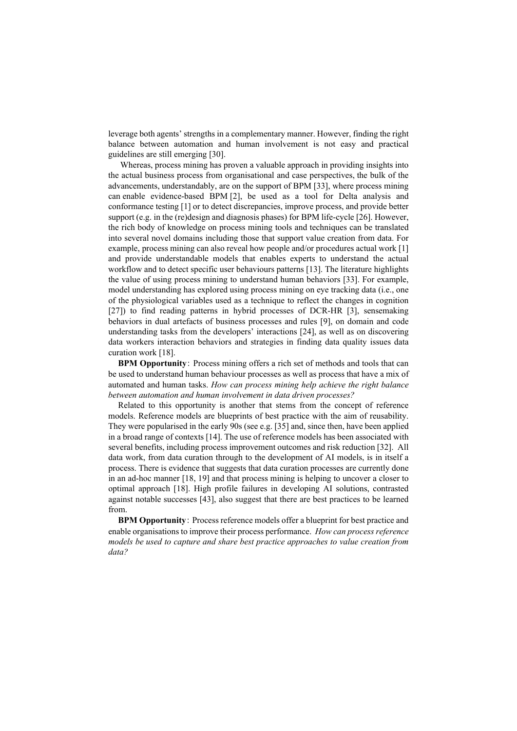leverage both agents' strengths in a complementary manner. However, finding the right balance between automation and human involvement is not easy and practical guidelines are still emerging [30].

Whereas, process mining has proven a valuable approach in providing insights into the actual business process from organisational and case perspectives, the bulk of the advancements, understandably, are on the support of BPM [33], where process mining can enable evidence-based BPM [2], be used as a tool for Delta analysis and conformance testing [1] or to detect discrepancies, improve process, and provide better support (e.g. in the (re)design and diagnosis phases) for BPM life-cycle [26]. However, the rich body of knowledge on process mining tools and techniques can be translated into several novel domains including those that support value creation from data. For example, process mining can also reveal how people and/or procedures actual work [1] and provide understandable models that enables experts to understand the actual workflow and to detect specific user behaviours patterns [13]. The literature highlights the value of using process mining to understand human behaviors [33]. For example, model understanding has explored using process mining on eye tracking data (i.e., one of the physiological variables used as a technique to reflect the changes in cognition [27]) to find reading patterns in hybrid processes of DCR-HR [3], sensemaking behaviors in dual artefacts of business processes and rules [9], on domain and code understanding tasks from the developers' interactions [24], as well as on discovering data workers interaction behaviors and strategies in finding data quality issues data curation work [18].

**BPM Opportunity**: Process mining offers a rich set of methods and tools that can be used to understand human behaviour processes as well as process that have a mix of automated and human tasks. *How can process mining help achieve the right balance between automation and human involvement in data driven processes?*

Related to this opportunity is another that stems from the concept of reference models. Reference models are blueprints of best practice with the aim of reusability. They were popularised in the early 90s (see e.g. [35] and, since then, have been applied in a broad range of contexts [14]. The use of reference models has been associated with several benefits, including process improvement outcomes and risk reduction [32]. All data work, from data curation through to the development of AI models, is in itself a process. There is evidence that suggests that data curation processes are currently done in an ad-hoc manner [18, 19] and that process mining is helping to uncover a closer to optimal approach [18]. High profile failures in developing AI solutions, contrasted against notable successes [43], also suggest that there are best practices to be learned from.

**BPM Opportunity**: Process reference models offer a blueprint for best practice and enable organisations to improve their process performance. *How can process reference models be used to capture and share best practice approaches to value creation from data?*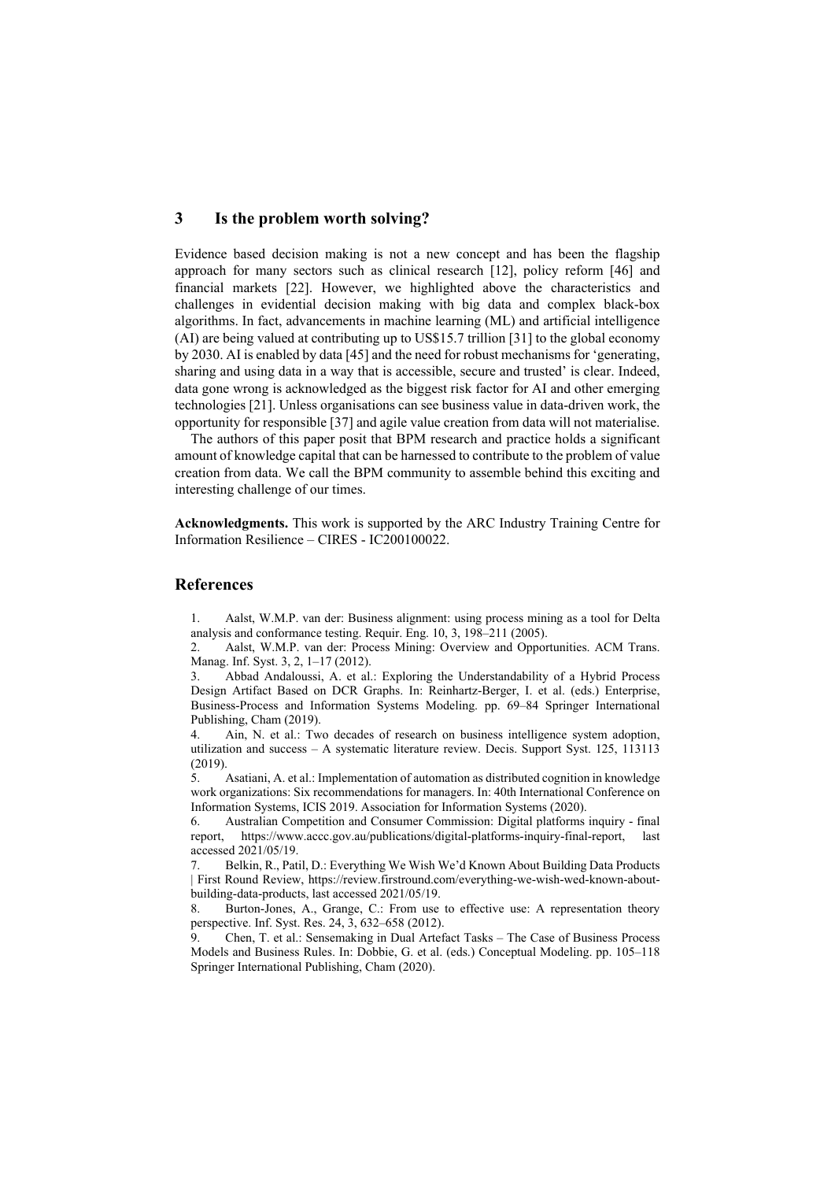## 3 Is the problem worth solving?

Evidence based decision making is not a new concept and has been the flagship approach for many sectors such as clinical research [12], policy reform [46] and financial markets [22]. However, we highlighted above the characteristics and challenges in evidential decision making with big data and complex black-box algorithms. In fact, advancements in machine learning (ML) and artificial intelligence (AI) are being valued at contributing up to US$15.7 trillion [31] to the global economy by 2030. AI is enabled by data [45] and the need for robust mechanisms for 'generating, sharing and using data in a way that is accessible, secure and trusted' is clear. Indeed, data gone wrong is acknowledged as the biggest risk factor for AI and other emerging technologies [21]. Unless organisations can see business value in data-driven work, the opportunity for responsible [37] and agile value creation from data will not materialise.

The authors of this paper posit that BPM research and practice holds a significant amount of knowledge capital that can be harnessed to contribute to the problem of value creation from data. We call the BPM community to assemble behind this exciting and interesting challenge of our times.

**Acknowledgments.** This work is supported by the ARC Industry Training Centre for Information Resilience – CIRES - IC200100022.

## References

1. Aalst, W.M.P. van der: Business alignment: using process mining as a tool for Delta analysis and conformance testing. Requir. Eng. 10, 3, 198–211 (2005).
2. Aalst, W.M.P. van der: Process Mining: Overview and Opportunities. ACM Trans. Manag. Inf. Syst. 3, 2, 1–17 (2012).
3. Abbad Andaloussi, A. et al.: Exploring the Understandability of a Hybrid Process Design Artifact Based on DCR Graphs. In: Reinhartz-Berger, I. et al. (eds.) Enterprise, Business-Process and Information Systems Modeling. pp. 69–84 Springer International Publishing, Cham (2019).
4. Ain, N. et al.: Two decades of research on business intelligence system adoption, utilization and success – A systematic literature review. Decis. Support Syst. 125, 113113 (2019).
5. Asatiani, A. et al.: Implementation of automation as distributed cognition in knowledge work organizations: Six recommendations for managers. In: 40th International Conference on Information Systems, ICIS 2019. Association for Information Systems (2020).
6. Australian Competition and Consumer Commission: Digital platforms inquiry - final report, https://www.accc.gov.au/publications/digital-platforms-inquiry-final-report, last accessed 2021/05/19.
7. Belkin, R., Patil, D.: Everything We Wish We'd Known About Building Data Products | First Round Review, https://review.firstround.com/everything-we-wish-wed-known-about-building-data-products, last accessed 2021/05/19.
8. Burton-Jones, A., Grange, C.: From use to effective use: A representation theory perspective. Inf. Syst. Res. 24, 3, 632–658 (2012).
9. Chen, T. et al.: Sensemaking in Dual Artefact Tasks – The Case of Business Process Models and Business Rules. In: Dobbie, G. et al. (eds.) Conceptual Modeling. pp. 105–118 Springer International Publishing, Cham (2020).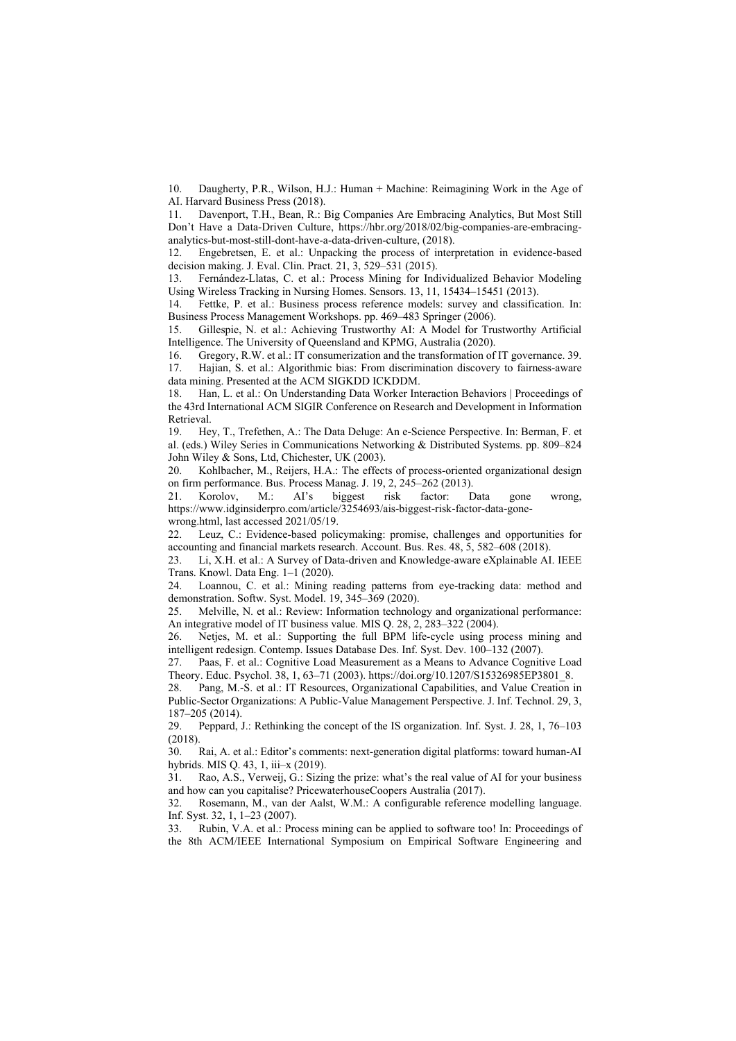10. Daugherty, P.R., Wilson, H.J.: Human + Machine: Reimagining Work in the Age of AI. Harvard Business Press (2018).
11. Davenport, T.H., Bean, R.: Big Companies Are Embracing Analytics, But Most Still Don't Have a Data-Driven Culture, https://hbr.org/2018/02/big-companies-are-embracing-analytics-but-most-still-dont-have-a-data-driven-culture, (2018).
12. Engebretsen, E. et al.: Unpacking the process of interpretation in evidence-based decision making. J. Eval. Clin. Pract. 21, 3, 529–531 (2015).
13. Fernández-Llatas, C. et al.: Process Mining for Individualized Behavior Modeling Using Wireless Tracking in Nursing Homes. Sensors. 13, 11, 15434–15451 (2013).
14. Fettke, P. et al.: Business process reference models: survey and classification. In: Business Process Management Workshops. pp. 469–483 Springer (2006).
15. Gillespie, N. et al.: Achieving Trustworthy AI: A Model for Trustworthy Artificial Intelligence. The University of Queensland and KPMG, Australia (2020).
16. Gregory, R.W. et al.: IT consumerization and the transformation of IT governance. 39.
17. Hajian, S. et al.: Algorithmic bias: From discrimination discovery to fairness-aware data mining. Presented at the ACM SIGKDD ICKDDM.
18. Han, L. et al.: On Understanding Data Worker Interaction Behaviors | Proceedings of the 43rd International ACM SIGIR Conference on Research and Development in Information Retrieval.
19. Hey, T., Trefethen, A.: The Data Deluge: An e-Science Perspective. In: Berman, F. et al. (eds.) Wiley Series in Communications Networking & Distributed Systems. pp. 809–824 John Wiley & Sons, Ltd, Chichester, UK (2003).
20. Kohlbacher, M., Reijers, H.A.: The effects of process-oriented organizational design on firm performance. Bus. Process Manag. J. 19, 2, 245–262 (2013).
21. Korolov, M.: AI's biggest risk factor: Data gone wrong, https://www.idginsiderpro.com/article/3254693/ais-biggest-risk-factor-data-gone-wrong.html, last accessed 2021/05/19.
22. Leuz, C.: Evidence-based policymaking: promise, challenges and opportunities for accounting and financial markets research. Account. Bus. Res. 48, 5, 582–608 (2018).
23. Li, X.H. et al.: A Survey of Data-driven and Knowledge-aware eXplainable AI. IEEE Trans. Knowl. Data Eng. 1–1 (2020).
24. Loannou, C. et al.: Mining reading patterns from eye-tracking data: method and demonstration. Softw. Syst. Model. 19, 345–369 (2020).
25. Melville, N. et al.: Review: Information technology and organizational performance: An integrative model of IT business value. MIS Q. 28, 2, 283–322 (2004).
26. Netjes, M. et al.: Supporting the full BPM life-cycle using process mining and intelligent redesign. Contemp. Issues Database Des. Inf. Syst. Dev. 100–132 (2007).
27. Paas, F. et al.: Cognitive Load Measurement as a Means to Advance Cognitive Load Theory. Educ. Psychol. 38, 1, 63–71 (2003). https://doi.org/10.1207/S15326985EP3801_8.
28. Pang, M.-S. et al.: IT Resources, Organizational Capabilities, and Value Creation in Public-Sector Organizations: A Public-Value Management Perspective. J. Inf. Technol. 29, 3, 187–205 (2014).
29. Peppard, J.: Rethinking the concept of the IS organization. Inf. Syst. J. 28, 1, 76–103 (2018).
30. Rai, A. et al.: Editor's comments: next-generation digital platforms: toward human-AI hybrids. MIS Q. 43, 1, iii–x (2019).
31. Rao, A.S., Verweij, G.: Sizing the prize: what's the real value of AI for your business and how can you capitalise? PricewaterhouseCoopers Australia (2017).
32. Rosemann, M., van der Aalst, W.M.: A configurable reference modelling language. Inf. Syst. 32, 1, 1–23 (2007).
33. Rubin, V.A. et al.: Process mining can be applied to software too! In: Proceedings of the 8th ACM/IEEE International Symposium on Empirical Software Engineering and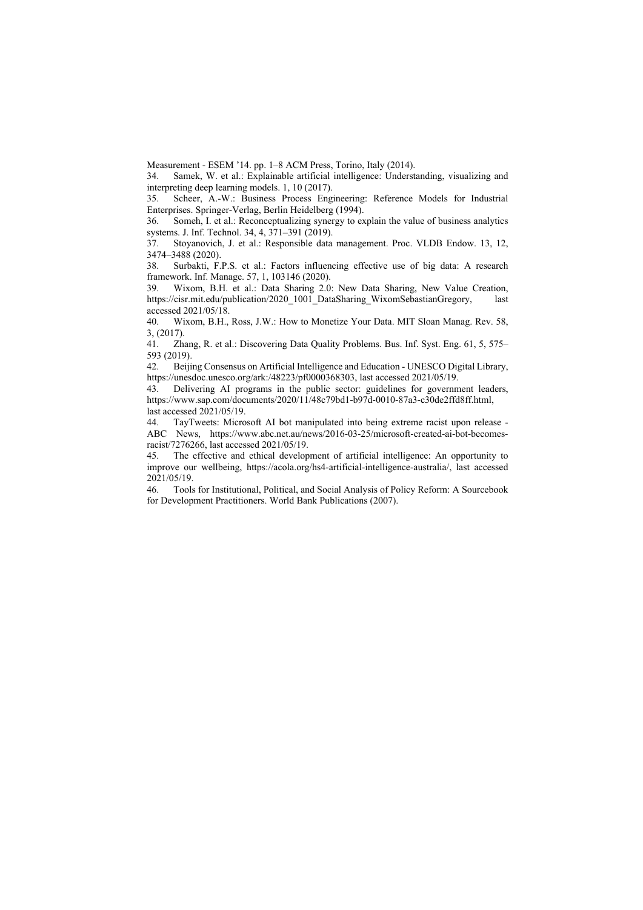Measurement - ESEM '14. pp. 1–8 ACM Press, Torino, Italy (2014).

34. Samek, W. et al.: Explainable artificial intelligence: Understanding, visualizing and interpreting deep learning models. 1, 10 (2017).

35. Scheer, A.-W.: Business Process Engineering: Reference Models for Industrial Enterprises. Springer-Verlag, Berlin Heidelberg (1994).

36. Someh, I. et al.: Reconceptualizing synergy to explain the value of business analytics systems. J. Inf. Technol. 34, 4, 371–391 (2019).

37. Stoyanovich, J. et al.: Responsible data management. Proc. VLDB Endow. 13, 12, 3474–3488 (2020).

38. Surbakti, F.P.S. et al.: Factors influencing effective use of big data: A research framework. Inf. Manage. 57, 1, 103146 (2020).

39. Wixom, B.H. et al.: Data Sharing 2.0: New Data Sharing, New Value Creation, https://cisr.mit.edu/publication/2020_1001_DataSharing_WixomSebastianGregory, last accessed 2021/05/18.

40. Wixom, B.H., Ross, J.W.: How to Monetize Your Data. MIT Sloan Manag. Rev. 58, 3, (2017).

41. Zhang, R. et al.: Discovering Data Quality Problems. Bus. Inf. Syst. Eng. 61, 5, 575–593 (2019).

42. Beijing Consensus on Artificial Intelligence and Education - UNESCO Digital Library, https://unesdoc.unesco.org/ark:/48223/pf0000368303, last accessed 2021/05/19.

43. Delivering AI programs in the public sector: guidelines for government leaders, https://www.sap.com/documents/2020/11/48c79bd1-b97d-0010-87a3-c30de2ffd8ff.html, last accessed 2021/05/19.

44. TayTweets: Microsoft AI bot manipulated into being extreme racist upon release - ABC News, https://www.abc.net.au/news/2016-03-25/microsoft-created-ai-bot-becomes-racist/7276266, last accessed 2021/05/19.

45. The effective and ethical development of artificial intelligence: An opportunity to improve our wellbeing, https://acola.org/hs4-artificial-intelligence-australia/, last accessed 2021/05/19.

46. Tools for Institutional, Political, and Social Analysis of Policy Reform: A Sourcebook for Development Practitioners. World Bank Publications (2007).